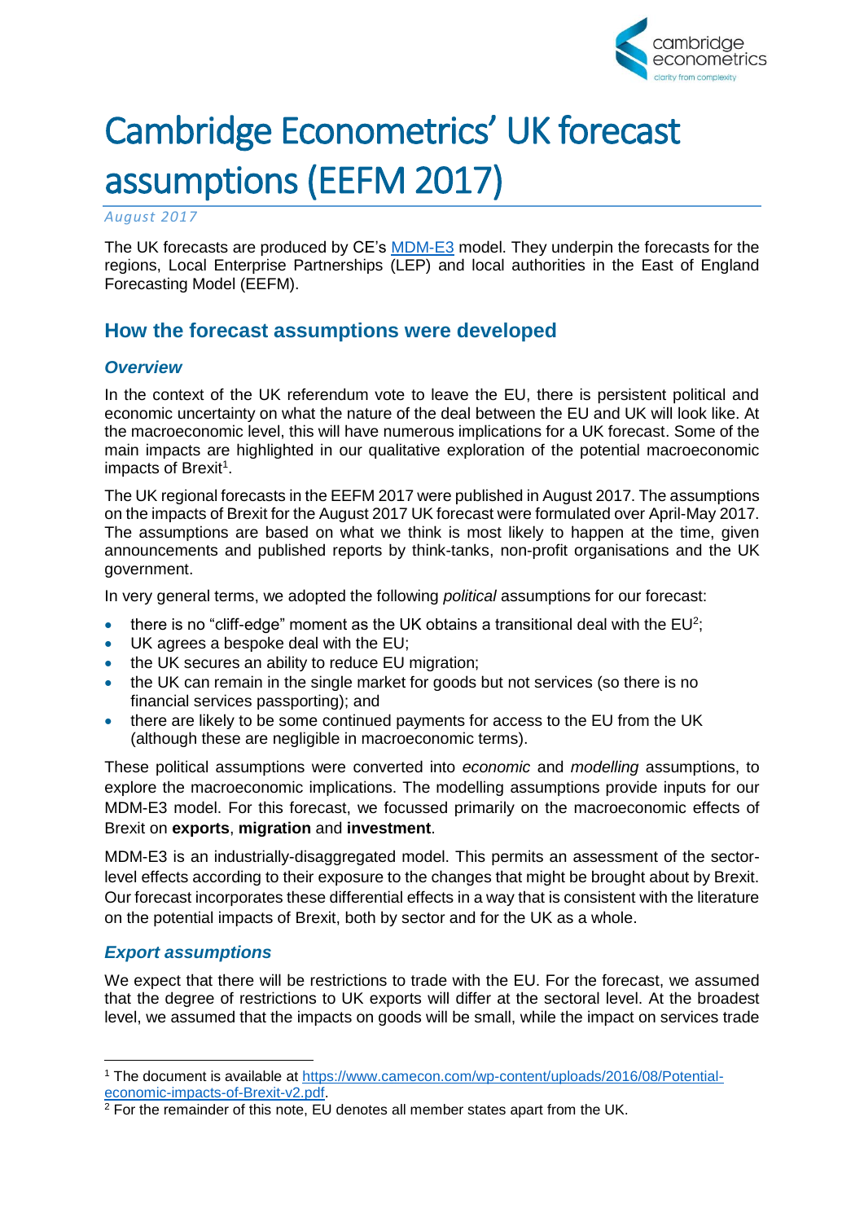# Cambridge Econometrics' UK forecast assumptions (EEFM 2017)

*August 2017*

The UK forecasts are produced by CE's [MDM-E3](MDM-E3) model. They underpin the forecasts for the regions, Local Enterprise Partnerships (LEP) and local authorities in the East of England Forecasting Model (EEFM).

## How the forecast assumptions were developed

### *Overview*

In the context of the UK referendum vote to leave the EU, there is persistent political and economic uncertainty on what the nature of the deal between the EU and UK will look like. At the macroeconomic level, this will have numerous implications for a UK forecast. Some of the main impacts are highlighted in our qualitative exploration of the potential macroeconomic impacts of Brexit[1].

The UK regional forecasts in the EEFM 2017 were published in August 2017. The assumptions on the impacts of Brexit for the August 2017 UK forecast were formulated over April-May 2017. The assumptions are based on what we think is most likely to happen at the time, given announcements and published reports by think-tanks, non-profit organisations and the UK government.

In very general terms, we adopted the following *political* assumptions for our forecast:

- there is no "cliff-edge" moment as the UK obtains a transitional deal with the EU[2];
- UK agrees a bespoke deal with the EU;
- the UK secures an ability to reduce EU migration;
- the UK can remain in the single market for goods but not services (so there is no financial services passporting); and
- there are likely to be some continued payments for access to the EU from the UK (although these are negligible in macroeconomic terms).

These political assumptions were converted into *economic* and *modelling* assumptions, to explore the macroeconomic implications. The modelling assumptions provide inputs for our MDM-E3 model. For this forecast, we focussed primarily on the macroeconomic effects of Brexit on **exports**, **migration** and **investment**.

MDM-E3 is an industrially-disaggregated model. This permits an assessment of the sector-level effects according to their exposure to the changes that might be brought about by Brexit. Our forecast incorporates these differential effects in a way that is consistent with the literature on the potential impacts of Brexit, both by sector and for the UK as a whole.

### *Export assumptions*

We expect that there will be restrictions to trade with the EU. For the forecast, we assumed that the degree of restrictions to UK exports will differ at the sectoral level. At the broadest level, we assumed that the impacts on goods will be small, while the impact on services trade

---

[1] The document is available at [https://www.camecon.com/wp-content/uploads/2016/08/Potential-economic-impacts-of-Brexit-v2.pdf](https://www.camecon.com/wp-content/uploads/2016/08/Potential-economic-impacts-of-Brexit-v2.pdf).

[2] For the remainder of this note, EU denotes all member states apart from the UK.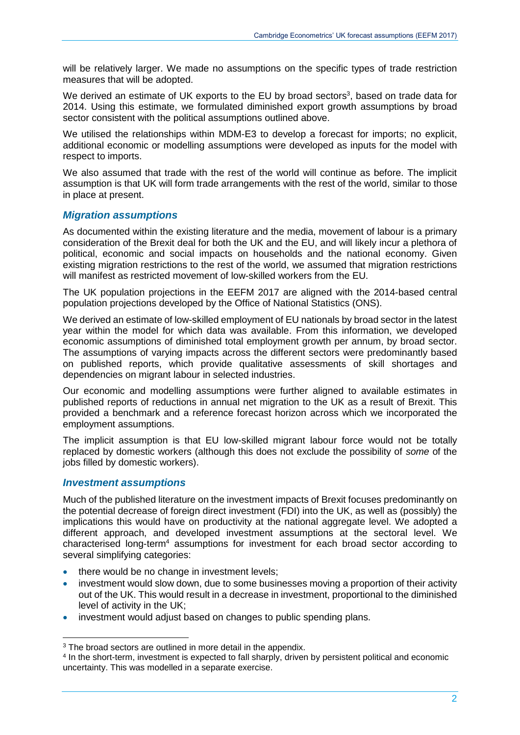will be relatively larger. We made no assumptions on the specific types of trade restriction measures that will be adopted.

We derived an estimate of UK exports to the EU by broad sectors[3], based on trade data for 2014. Using this estimate, we formulated diminished export growth assumptions by broad sector consistent with the political assumptions outlined above.

We utilised the relationships within MDM-E3 to develop a forecast for imports; no explicit, additional economic or modelling assumptions were developed as inputs for the model with respect to imports.

We also assumed that trade with the rest of the world will continue as before. The implicit assumption is that UK will form trade arrangements with the rest of the world, similar to those in place at present.

### *Migration assumptions*

As documented within the existing literature and the media, movement of labour is a primary consideration of the Brexit deal for both the UK and the EU, and will likely incur a plethora of political, economic and social impacts on households and the national economy. Given existing migration restrictions to the rest of the world, we assumed that migration restrictions will manifest as restricted movement of low-skilled workers from the EU.

The UK population projections in the EEFM 2017 are aligned with the 2014-based central population projections developed by the Office of National Statistics (ONS).

We derived an estimate of low-skilled employment of EU nationals by broad sector in the latest year within the model for which data was available. From this information, we developed economic assumptions of diminished total employment growth per annum, by broad sector. The assumptions of varying impacts across the different sectors were predominantly based on published reports, which provide qualitative assessments of skill shortages and dependencies on migrant labour in selected industries.

Our economic and modelling assumptions were further aligned to available estimates in published reports of reductions in annual net migration to the UK as a result of Brexit. This provided a benchmark and a reference forecast horizon across which we incorporated the employment assumptions.

The implicit assumption is that EU low-skilled migrant labour force would not be totally replaced by domestic workers (although this does not exclude the possibility of *some* of the jobs filled by domestic workers).

### *Investment assumptions*

Much of the published literature on the investment impacts of Brexit focuses predominantly on the potential decrease of foreign direct investment (FDI) into the UK, as well as (possibly) the implications this would have on productivity at the national aggregate level. We adopted a different approach, and developed investment assumptions at the sectoral level. We characterised long-term[4] assumptions for investment for each broad sector according to several simplifying categories:

- there would be no change in investment levels;
- investment would slow down, due to some businesses moving a proportion of their activity out of the UK. This would result in a decrease in investment, proportional to the diminished level of activity in the UK;
- investment would adjust based on changes to public spending plans.

[3] The broad sectors are outlined in more detail in the appendix.

[4] In the short-term, investment is expected to fall sharply, driven by persistent political and economic uncertainty. This was modelled in a separate exercise.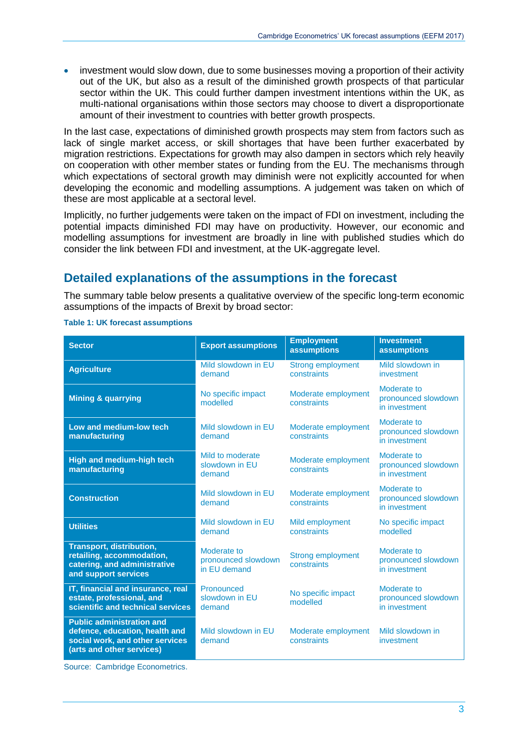- investment would slow down, due to some businesses moving a proportion of their activity out of the UK, but also as a result of the diminished growth prospects of that particular sector within the UK. This could further dampen investment intentions within the UK, as multi-national organisations within those sectors may choose to divert a disproportionate amount of their investment to countries with better growth prospects.

In the last case, expectations of diminished growth prospects may stem from factors such as lack of single market access, or skill shortages that have been further exacerbated by migration restrictions. Expectations for growth may also dampen in sectors which rely heavily on cooperation with other member states or funding from the EU. The mechanisms through which expectations of sectoral growth may diminish were not explicitly accounted for when developing the economic and modelling assumptions. A judgement was taken on which of these are most applicable at a sectoral level.

Implicitly, no further judgements were taken on the impact of FDI on investment, including the potential impacts diminished FDI may have on productivity. However, our economic and modelling assumptions for investment are broadly in line with published studies which do consider the link between FDI and investment, at the UK-aggregate level.

## Detailed explanations of the assumptions in the forecast

The summary table below presents a qualitative overview of the specific long-term economic assumptions of the impacts of Brexit by broad sector:

**Table 1: UK forecast assumptions**

| Sector | Export assumptions | Employment assumptions | Investment assumptions |
|---|---|---|---|
| **Agriculture** | Mild slowdown in EU demand | Strong employment constraints | Mild slowdown in investment |
| **Mining & quarrying** | No specific impact modelled | Moderate employment constraints | Moderate to pronounced slowdown in investment |
| **Low and medium-low tech manufacturing** | Mild slowdown in EU demand | Moderate employment constraints | Moderate to pronounced slowdown in investment |
| **High and medium-high tech manufacturing** | Mild to moderate slowdown in EU demand | Moderate employment constraints | Moderate to pronounced slowdown in investment |
| **Construction** | Mild slowdown in EU demand | Moderate employment constraints | Moderate to pronounced slowdown in investment |
| **Utilities** | Mild slowdown in EU demand | Mild employment constraints | No specific impact modelled |
| **Transport, distribution, retailing, accommodation, catering, and administrative and support services** | Moderate to pronounced slowdown in EU demand | Strong employment constraints | Moderate to pronounced slowdown in investment |
| **IT, financial and insurance, real estate, professional, and scientific and technical services** | Pronounced slowdown in EU demand | No specific impact modelled | Moderate to pronounced slowdown in investment |
| **Public administration and defence, education, health and social work, and other services (arts and other services)** | Mild slowdown in EU demand | Moderate employment constraints | Mild slowdown in investment |

Source: Cambridge Econometrics.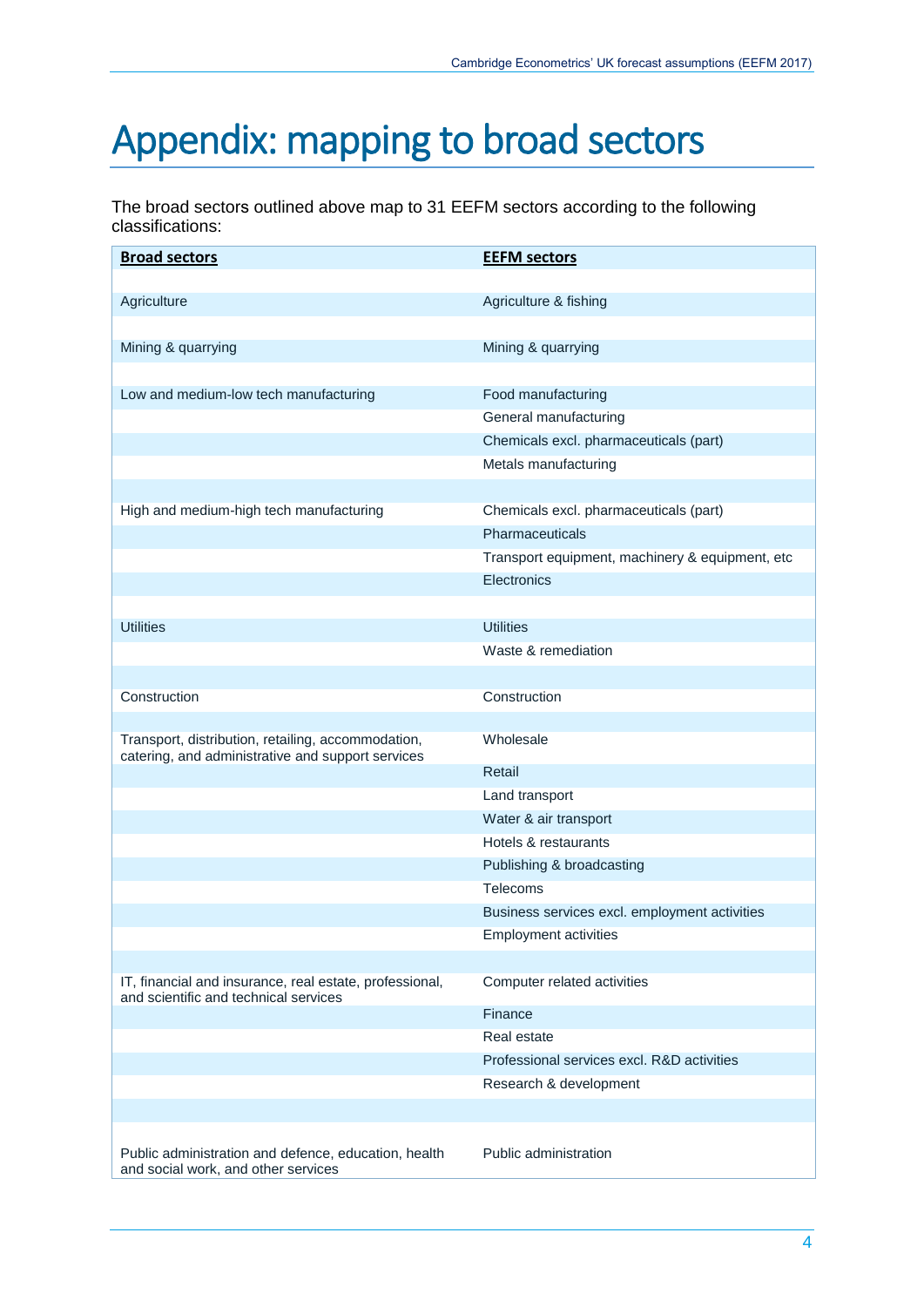# Appendix: mapping to broad sectors

The broad sectors outlined above map to 31 EEFM sectors according to the following classifications:

| **Broad sectors** | **EEFM sectors** |
|---|---|
| Agriculture | Agriculture & fishing |
| Mining & quarrying | Mining & quarrying |
| Low and medium-low tech manufacturing | Food manufacturing |
| | General manufacturing |
| | Chemicals excl. pharmaceuticals (part) |
| | Metals manufacturing |
| High and medium-high tech manufacturing | Chemicals excl. pharmaceuticals (part) |
| | Pharmaceuticals |
| | Transport equipment, machinery & equipment, etc |
| | Electronics |
| Utilities | Utilities |
| | Waste & remediation |
| Construction | Construction |
| Transport, distribution, retailing, accommodation, catering, and administrative and support services | Wholesale |
| | Retail |
| | Land transport |
| | Water & air transport |
| | Hotels & restaurants |
| | Publishing & broadcasting |
| | Telecoms |
| | Business services excl. employment activities |
| | Employment activities |
| IT, financial and insurance, real estate, professional, and scientific and technical services | Computer related activities |
| | Finance |
| | Real estate |
| | Professional services excl. R&D activities |
| | Research & development |
| Public administration and defence, education, health and social work, and other services | Public administration |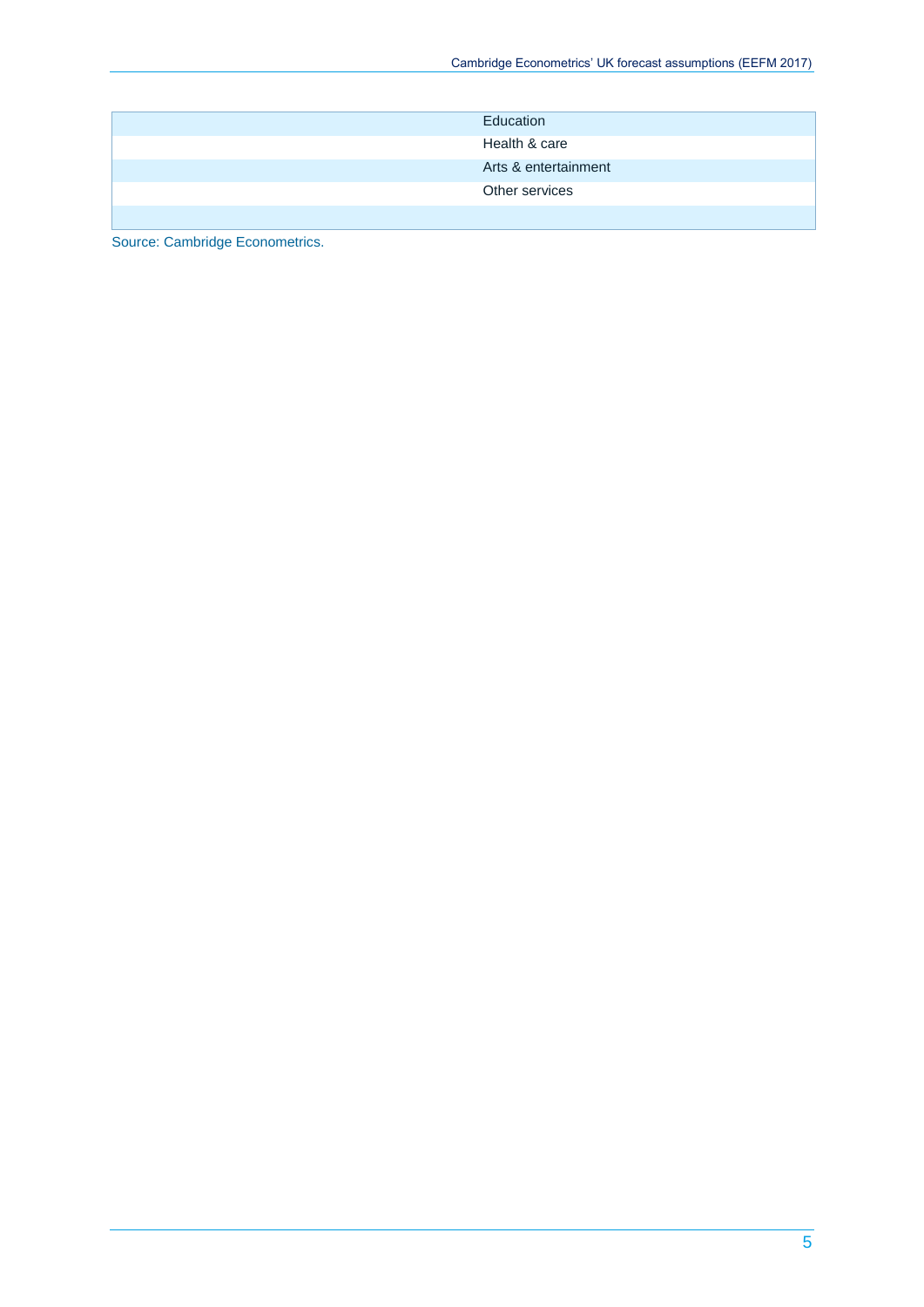| | |
|---|---|
| | Education |
| | Health & care |
| | Arts & entertainment |
| | Other services |
| | |

Source: Cambridge Econometrics.